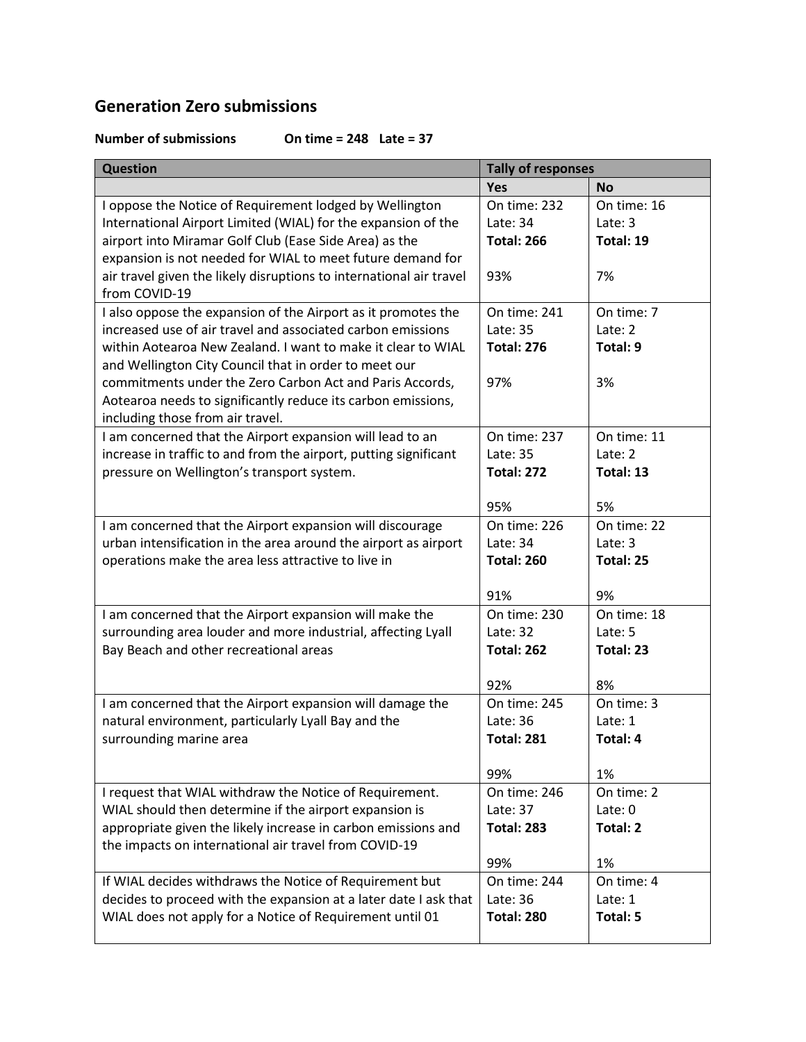## Generation Zero submissions

**Number of submissions        On time = 248   Late = 37**

| Question | Tally of responses | |
|---|---|---|
| | **Yes** | **No** |
| I oppose the Notice of Requirement lodged by Wellington International Airport Limited (WIAL) for the expansion of the airport into Miramar Golf Club (Ease Side Area) as the expansion is not needed for WIAL to meet future demand for air travel given the likely disruptions to international air travel from COVID-19 | On time: 232<br>Late: 34<br>**Total: 266**<br><br>93% | On time: 16<br>Late: 3<br>**Total: 19**<br><br>7% |
| I also oppose the expansion of the Airport as it promotes the increased use of air travel and associated carbon emissions within Aotearoa New Zealand. I want to make it clear to WIAL and Wellington City Council that in order to meet our commitments under the Zero Carbon Act and Paris Accords, Aotearoa needs to significantly reduce its carbon emissions, including those from air travel. | On time: 241<br>Late: 35<br>**Total: 276**<br><br>97% | On time: 7<br>Late: 2<br>**Total: 9**<br><br>3% |
| I am concerned that the Airport expansion will lead to an increase in traffic to and from the airport, putting significant pressure on Wellington's transport system. | On time: 237<br>Late: 35<br>**Total: 272**<br><br>95% | On time: 11<br>Late: 2<br>**Total: 13**<br><br>5% |
| I am concerned that the Airport expansion will discourage urban intensification in the area around the airport as airport operations make the area less attractive to live in | On time: 226<br>Late: 34<br>**Total: 260**<br><br>91% | On time: 22<br>Late: 3<br>**Total: 25**<br><br>9% |
| I am concerned that the Airport expansion will make the surrounding area louder and more industrial, affecting Lyall Bay Beach and other recreational areas | On time: 230<br>Late: 32<br>**Total: 262**<br><br>92% | On time: 18<br>Late: 5<br>**Total: 23**<br><br>8% |
| I am concerned that the Airport expansion will damage the natural environment, particularly Lyall Bay and the surrounding marine area | On time: 245<br>Late: 36<br>**Total: 281**<br><br>99% | On time: 3<br>Late: 1<br>**Total: 4**<br><br>1% |
| I request that WIAL withdraw the Notice of Requirement. WIAL should then determine if the airport expansion is appropriate given the likely increase in carbon emissions and the impacts on international air travel from COVID-19 | On time: 246<br>Late: 37<br>**Total: 283**<br><br>99% | On time: 2<br>Late: 0<br>**Total: 2**<br><br>1% |
| If WIAL decides withdraws the Notice of Requirement but decides to proceed with the expansion at a later date I ask that WIAL does not apply for a Notice of Requirement until 01 | On time: 244<br>Late: 36<br>**Total: 280** | On time: 4<br>Late: 1<br>**Total: 5** |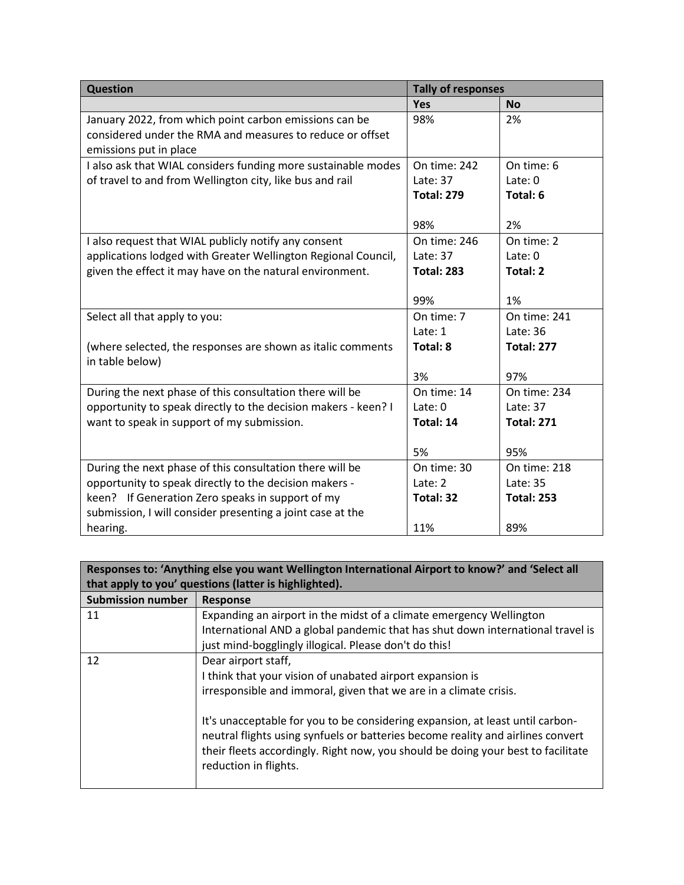| Question | Tally of responses | |
|---|---|---|
| | **Yes** | **No** |
| January 2022, from which point carbon emissions can be considered under the RMA and measures to reduce or offset emissions put in place | 98% | 2% |
| I also ask that WIAL considers funding more sustainable modes of travel to and from Wellington city, like bus and rail | On time: 242<br>Late: 37<br>**Total: 279**<br><br>98% | On time: 6<br>Late: 0<br>Total: 6<br><br>2% |
| I also request that WIAL publicly notify any consent applications lodged with Greater Wellington Regional Council, given the effect it may have on the natural environment. | On time: 246<br>Late: 37<br>**Total: 283**<br><br>99% | On time: 2<br>Late: 0<br>Total: 2<br><br>1% |
| Select all that apply to you:<br><br>(where selected, the responses are shown as italic comments in table below) | On time: 7<br>Late: 1<br>**Total: 8**<br><br>3% | On time: 241<br>Late: 36<br>**Total: 277**<br><br>97% |
| During the next phase of this consultation there will be opportunity to speak directly to the decision makers - keen? I want to speak in support of my submission. | On time: 14<br>Late: 0<br>**Total: 14**<br><br>5% | On time: 234<br>Late: 37<br>**Total: 271**<br><br>95% |
| During the next phase of this consultation there will be opportunity to speak directly to the decision makers - keen? If Generation Zero speaks in support of my submission, I will consider presenting a joint case at the hearing. | On time: 30<br>Late: 2<br>**Total: 32**<br><br>11% | On time: 218<br>Late: 35<br>**Total: 253**<br><br>89% |

| **Responses to: 'Anything else you want Wellington International Airport to know?' and 'Select all that apply to you' questions (latter is highlighted).** | |
|---|---|
| **Submission number** | **Response** |
| 11 | Expanding an airport in the midst of a climate emergency Wellington International AND a global pandemic that has shut down international travel is just mind-bogglingly illogical. Please don't do this! |
| 12 | Dear airport staff,<br>I think that your vision of unabated airport expansion is irresponsible and immoral, given that we are in a climate crisis.<br><br>It's unacceptable for you to be considering expansion, at least until carbon-neutral flights using synfuels or batteries become reality and airlines convert their fleets accordingly. Right now, you should be doing your best to facilitate reduction in flights. |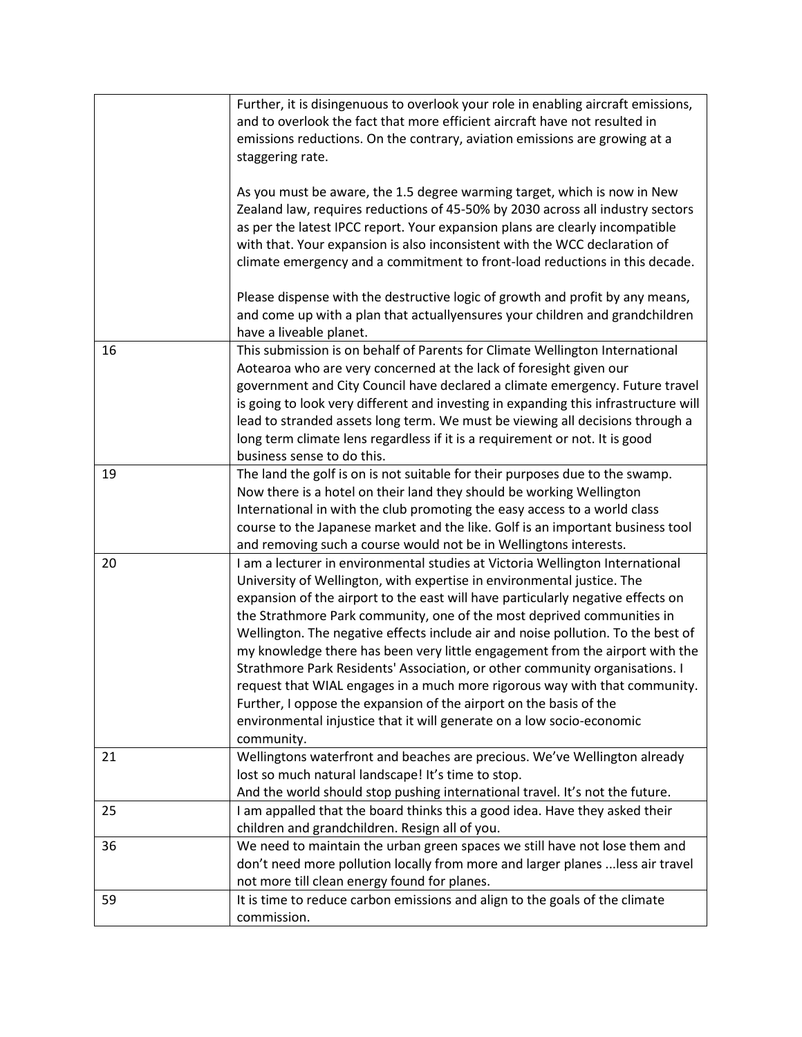| | |
|---|---|
| | Further, it is disingenuous to overlook your role in enabling aircraft emissions, and to overlook the fact that more efficient aircraft have not resulted in emissions reductions. On the contrary, aviation emissions are growing at a staggering rate.<br><br>As you must be aware, the 1.5 degree warming target, which is now in New Zealand law, requires reductions of 45-50% by 2030 across all industry sectors as per the latest IPCC report. Your expansion plans are clearly incompatible with that. Your expansion is also inconsistent with the WCC declaration of climate emergency and a commitment to front-load reductions in this decade.<br><br>Please dispense with the destructive logic of growth and profit by any means, and come up with a plan that actuallyensures your children and grandchildren have a liveable planet. |
| 16 | This submission is on behalf of Parents for Climate Wellington International Aotearoa who are very concerned at the lack of foresight given our government and City Council have declared a climate emergency. Future travel is going to look very different and investing in expanding this infrastructure will lead to stranded assets long term. We must be viewing all decisions through a long term climate lens regardless if it is a requirement or not. It is good business sense to do this. |
| 19 | The land the golf is on is not suitable for their purposes due to the swamp. Now there is a hotel on their land they should be working Wellington International in with the club promoting the easy access to a world class course to the Japanese market and the like. Golf is an important business tool and removing such a course would not be in Wellingtons interests. |
| 20 | I am a lecturer in environmental studies at Victoria Wellington International University of Wellington, with expertise in environmental justice. The expansion of the airport to the east will have particularly negative effects on the Strathmore Park community, one of the most deprived communities in Wellington. The negative effects include air and noise pollution. To the best of my knowledge there has been very little engagement from the airport with the Strathmore Park Residents' Association, or other community organisations. I request that WIAL engages in a much more rigorous way with that community. Further, I oppose the expansion of the airport on the basis of the environmental injustice that it will generate on a low socio-economic community. |
| 21 | Wellingtons waterfront and beaches are precious. We've Wellington already lost so much natural landscape! It's time to stop.<br>And the world should stop pushing international travel. It's not the future. |
| 25 | I am appalled that the board thinks this a good idea. Have they asked their children and grandchildren. Resign all of you. |
| 36 | We need to maintain the urban green spaces we still have not lose them and don't need more pollution locally from more and larger planes ...less air travel not more till clean energy found for planes. |
| 59 | It is time to reduce carbon emissions and align to the goals of the climate commission. |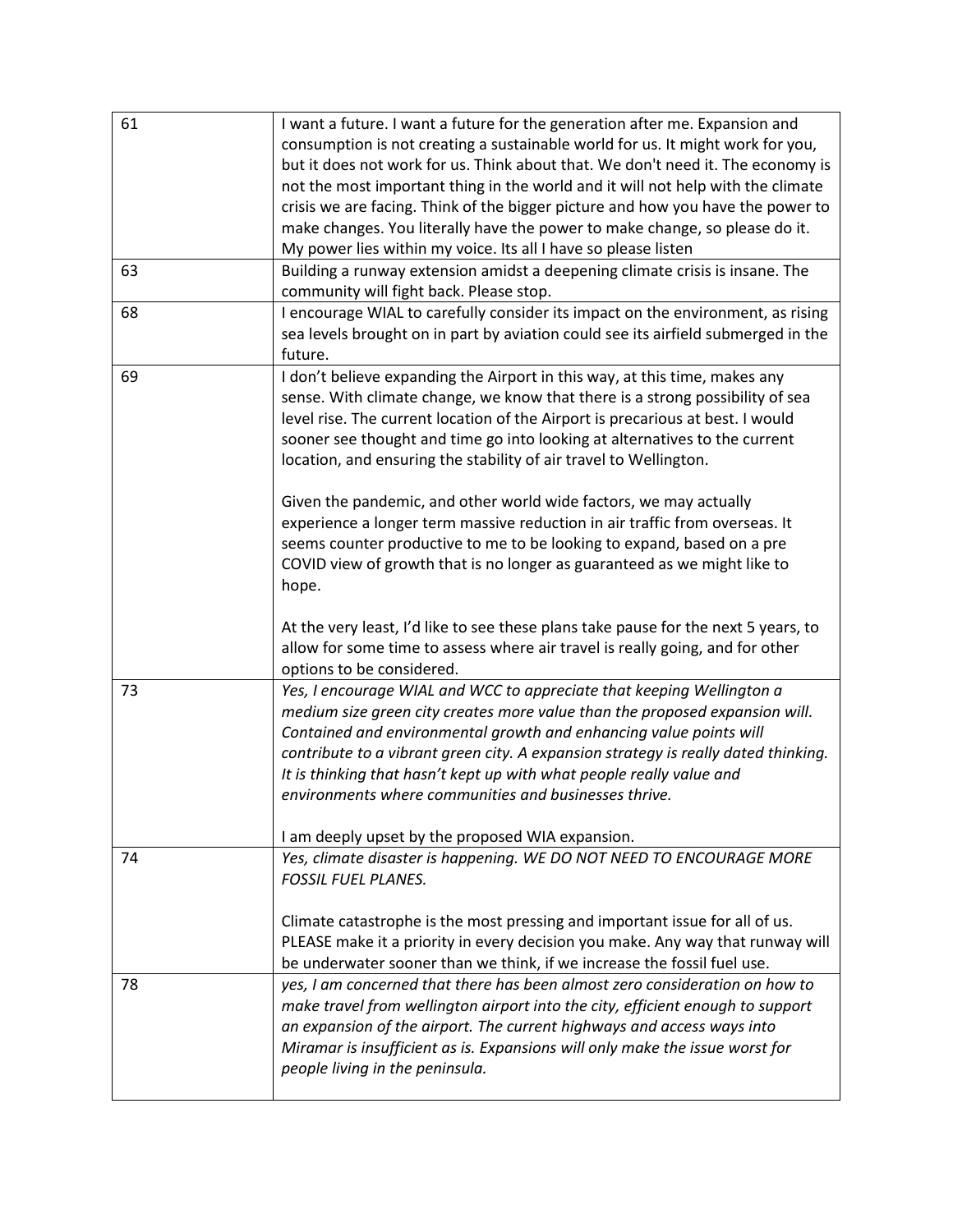| | |
|---|---|
| 61 | I want a future. I want a future for the generation after me. Expansion and consumption is not creating a sustainable world for us. It might work for you, but it does not work for us. Think about that. We don't need it. The economy is not the most important thing in the world and it will not help with the climate crisis we are facing. Think of the bigger picture and how you have the power to make changes. You literally have the power to make change, so please do it. My power lies within my voice. Its all I have so please listen |
| 63 | Building a runway extension amidst a deepening climate crisis is insane. The community will fight back. Please stop. |
| 68 | I encourage WIAL to carefully consider its impact on the environment, as rising sea levels brought on in part by aviation could see its airfield submerged in the future. |
| 69 | I don't believe expanding the Airport in this way, at this time, makes any sense. With climate change, we know that there is a strong possibility of sea level rise. The current location of the Airport is precarious at best. I would sooner see thought and time go into looking at alternatives to the current location, and ensuring the stability of air travel to Wellington.<br><br>Given the pandemic, and other world wide factors, we may actually experience a longer term massive reduction in air traffic from overseas. It seems counter productive to me to be looking to expand, based on a pre COVID view of growth that is no longer as guaranteed as we might like to hope.<br><br>At the very least, I'd like to see these plans take pause for the next 5 years, to allow for some time to assess where air travel is really going, and for other options to be considered. |
| 73 | *Yes, I encourage WIAL and WCC to appreciate that keeping Wellington a medium size green city creates more value than the proposed expansion will. Contained and environmental growth and enhancing value points will contribute to a vibrant green city. A expansion strategy is really dated thinking. It is thinking that hasn't kept up with what people really value and environments where communities and businesses thrive.*<br><br>I am deeply upset by the proposed WIA expansion. |
| 74 | *Yes, climate disaster is happening. WE DO NOT NEED TO ENCOURAGE MORE FOSSIL FUEL PLANES.*<br><br>Climate catastrophe is the most pressing and important issue for all of us. PLEASE make it a priority in every decision you make. Any way that runway will be underwater sooner than we think, if we increase the fossil fuel use. |
| 78 | *yes, I am concerned that there has been almost zero consideration on how to make travel from wellington airport into the city, efficient enough to support an expansion of the airport. The current highways and access ways into Miramar is insufficient as is. Expansions will only make the issue worst for people living in the peninsula.* |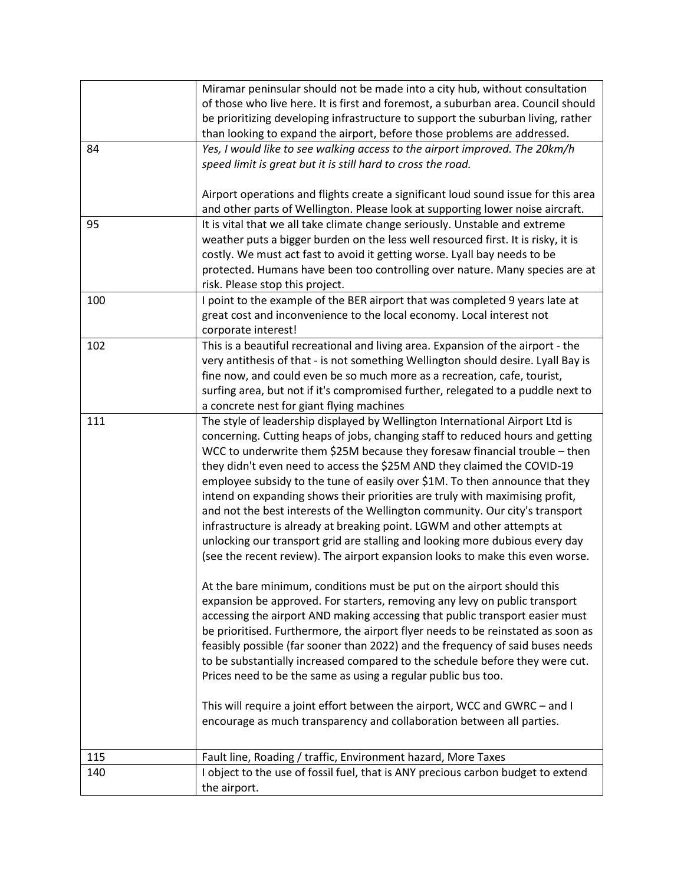| | |
|---|---|
| | Miramar peninsular should not be made into a city hub, without consultation of those who live here. It is first and foremost, a suburban area. Council should be prioritizing developing infrastructure to support the suburban living, rather than looking to expand the airport, before those problems are addressed. |
| 84 | *Yes, I would like to see walking access to the airport improved. The 20km/h speed limit is great but it is still hard to cross the road.*<br><br>Airport operations and flights create a significant loud sound issue for this area and other parts of Wellington. Please look at supporting lower noise aircraft. |
| 95 | It is vital that we all take climate change seriously. Unstable and extreme weather puts a bigger burden on the less well resourced first. It is risky, it is costly. We must act fast to avoid it getting worse. Lyall bay needs to be protected. Humans have been too controlling over nature. Many species are at risk. Please stop this project. |
| 100 | I point to the example of the BER airport that was completed 9 years late at great cost and inconvenience to the local economy. Local interest not corporate interest! |
| 102 | This is a beautiful recreational and living area. Expansion of the airport - the very antithesis of that - is not something Wellington should desire. Lyall Bay is fine now, and could even be so much more as a recreation, cafe, tourist, surfing area, but not if it's compromised further, relegated to a puddle next to a concrete nest for giant flying machines |
| 111 | The style of leadership displayed by Wellington International Airport Ltd is concerning. Cutting heaps of jobs, changing staff to reduced hours and getting WCC to underwrite them $25M because they foresaw financial trouble – then they didn't even need to access the $25M AND they claimed the COVID-19 employee subsidy to the tune of easily over $1M. To then announce that they intend on expanding shows their priorities are truly with maximising profit, and not the best interests of the Wellington community. Our city's transport infrastructure is already at breaking point. LGWM and other attempts at unlocking our transport grid are stalling and looking more dubious every day (see the recent review). The airport expansion looks to make this even worse.<br><br>At the bare minimum, conditions must be put on the airport should this expansion be approved. For starters, removing any levy on public transport accessing the airport AND making accessing that public transport easier must be prioritised. Furthermore, the airport flyer needs to be reinstated as soon as feasibly possible (far sooner than 2022) and the frequency of said buses needs to be substantially increased compared to the schedule before they were cut. Prices need to be the same as using a regular public bus too.<br><br>This will require a joint effort between the airport, WCC and GWRC – and I encourage as much transparency and collaboration between all parties. |
| 115 | Fault line, Roading / traffic, Environment hazard, More Taxes |
| 140 | I object to the use of fossil fuel, that is ANY precious carbon budget to extend the airport. |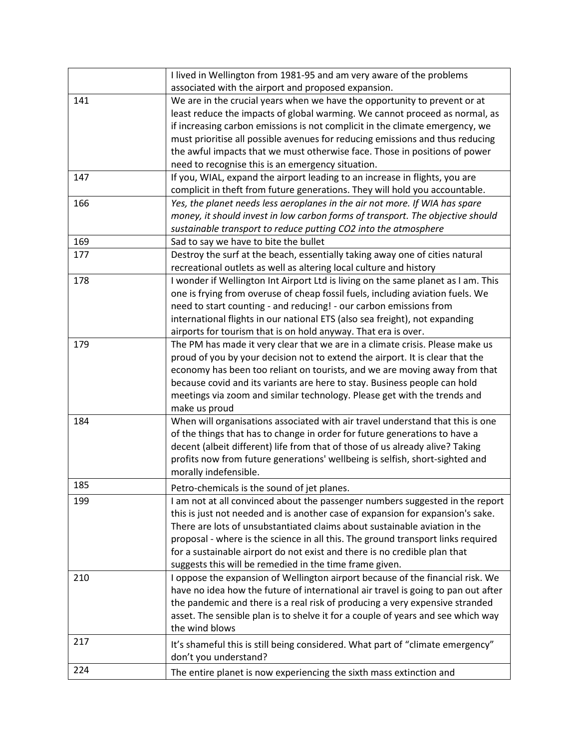| | |
|---|---|
| | I lived in Wellington from 1981-95 and am very aware of the problems associated with the airport and proposed expansion. |
| 141 | We are in the crucial years when we have the opportunity to prevent or at least reduce the impacts of global warming. We cannot proceed as normal, as if increasing carbon emissions is not complicit in the climate emergency, we must prioritise all possible avenues for reducing emissions and thus reducing the awful impacts that we must otherwise face. Those in positions of power need to recognise this is an emergency situation. |
| 147 | If you, WIAL, expand the airport leading to an increase in flights, you are complicit in theft from future generations. They will hold you accountable. |
| 166 | *Yes, the planet needs less aeroplanes in the air not more. If WIA has spare money, it should invest in low carbon forms of transport. The objective should sustainable transport to reduce putting CO2 into the atmosphere* |
| 169 | Sad to say we have to bite the bullet |
| 177 | Destroy the surf at the beach, essentially taking away one of cities natural recreational outlets as well as altering local culture and history |
| 178 | I wonder if Wellington Int Airport Ltd is living on the same planet as I am. This one is frying from overuse of cheap fossil fuels, including aviation fuels. We need to start counting - and reducing! - our carbon emissions from international flights in our national ETS (also sea freight), not expanding airports for tourism that is on hold anyway. That era is over. |
| 179 | The PM has made it very clear that we are in a climate crisis. Please make us proud of you by your decision not to extend the airport. It is clear that the economy has been too reliant on tourists, and we are moving away from that because covid and its variants are here to stay. Business people can hold meetings via zoom and similar technology. Please get with the trends and make us proud |
| 184 | When will organisations associated with air travel understand that this is one of the things that has to change in order for future generations to have a decent (albeit different) life from that of those of us already alive? Taking profits now from future generations' wellbeing is selfish, short-sighted and morally indefensible. |
| 185 | Petro-chemicals is the sound of jet planes. |
| 199 | I am not at all convinced about the passenger numbers suggested in the report this is just not needed and is another case of expansion for expansion's sake. There are lots of unsubstantiated claims about sustainable aviation in the proposal - where is the science in all this. The ground transport links required for a sustainable airport do not exist and there is no credible plan that suggests this will be remedied in the time frame given. |
| 210 | I oppose the expansion of Wellington airport because of the financial risk. We have no idea how the future of international air travel is going to pan out after the pandemic and there is a real risk of producing a very expensive stranded asset. The sensible plan is to shelve it for a couple of years and see which way the wind blows |
| 217 | It's shameful this is still being considered. What part of "climate emergency" don't you understand? |
| 224 | The entire planet is now experiencing the sixth mass extinction and |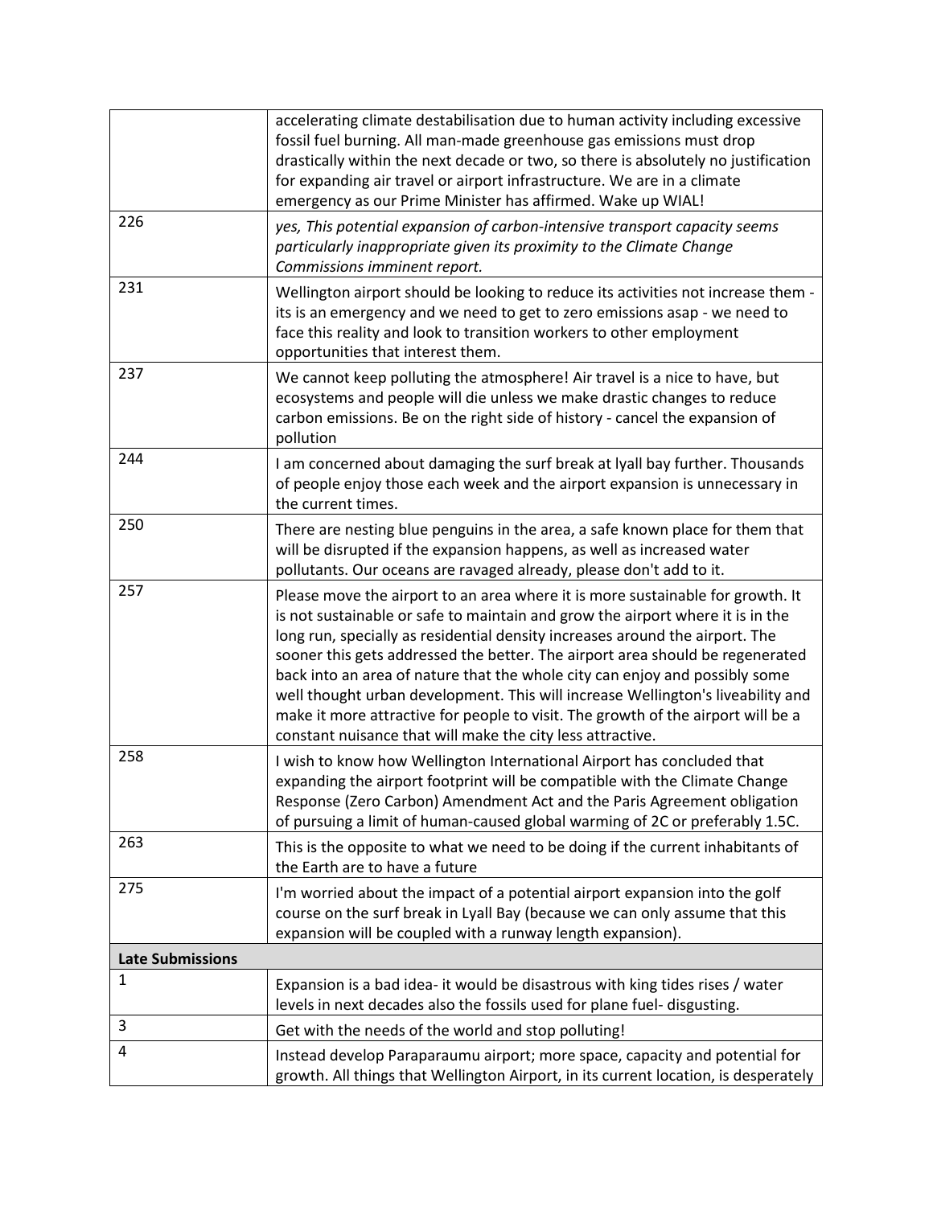| | |
|---|---|
| | accelerating climate destabilisation due to human activity including excessive fossil fuel burning. All man-made greenhouse gas emissions must drop drastically within the next decade or two, so there is absolutely no justification for expanding air travel or airport infrastructure. We are in a climate emergency as our Prime Minister has affirmed. Wake up WIAL! |
| 226 | *yes, This potential expansion of carbon-intensive transport capacity seems particularly inappropriate given its proximity to the Climate Change Commissions imminent report.* |
| 231 | Wellington airport should be looking to reduce its activities not increase them - its is an emergency and we need to get to zero emissions asap - we need to face this reality and look to transition workers to other employment opportunities that interest them. |
| 237 | We cannot keep polluting the atmosphere! Air travel is a nice to have, but ecosystems and people will die unless we make drastic changes to reduce carbon emissions. Be on the right side of history - cancel the expansion of pollution |
| 244 | I am concerned about damaging the surf break at lyall bay further. Thousands of people enjoy those each week and the airport expansion is unnecessary in the current times. |
| 250 | There are nesting blue penguins in the area, a safe known place for them that will be disrupted if the expansion happens, as well as increased water pollutants. Our oceans are ravaged already, please don't add to it. |
| 257 | Please move the airport to an area where it is more sustainable for growth. It is not sustainable or safe to maintain and grow the airport where it is in the long run, specially as residential density increases around the airport. The sooner this gets addressed the better. The airport area should be regenerated back into an area of nature that the whole city can enjoy and possibly some well thought urban development. This will increase Wellington's liveability and make it more attractive for people to visit. The growth of the airport will be a constant nuisance that will make the city less attractive. |
| 258 | I wish to know how Wellington International Airport has concluded that expanding the airport footprint will be compatible with the Climate Change Response (Zero Carbon) Amendment Act and the Paris Agreement obligation of pursuing a limit of human-caused global warming of 2C or preferably 1.5C. |
| 263 | This is the opposite to what we need to be doing if the current inhabitants of the Earth are to have a future |
| 275 | I'm worried about the impact of a potential airport expansion into the golf course on the surf break in Lyall Bay (because we can only assume that this expansion will be coupled with a runway length expansion). |
| **Late Submissions** | |
| 1 | Expansion is a bad idea- it would be disastrous with king tides rises / water levels in next decades also the fossils used for plane fuel- disgusting. |
| 3 | Get with the needs of the world and stop polluting! |
| 4 | Instead develop Paraparaumu airport; more space, capacity and potential for growth. All things that Wellington Airport, in its current location, is desperately |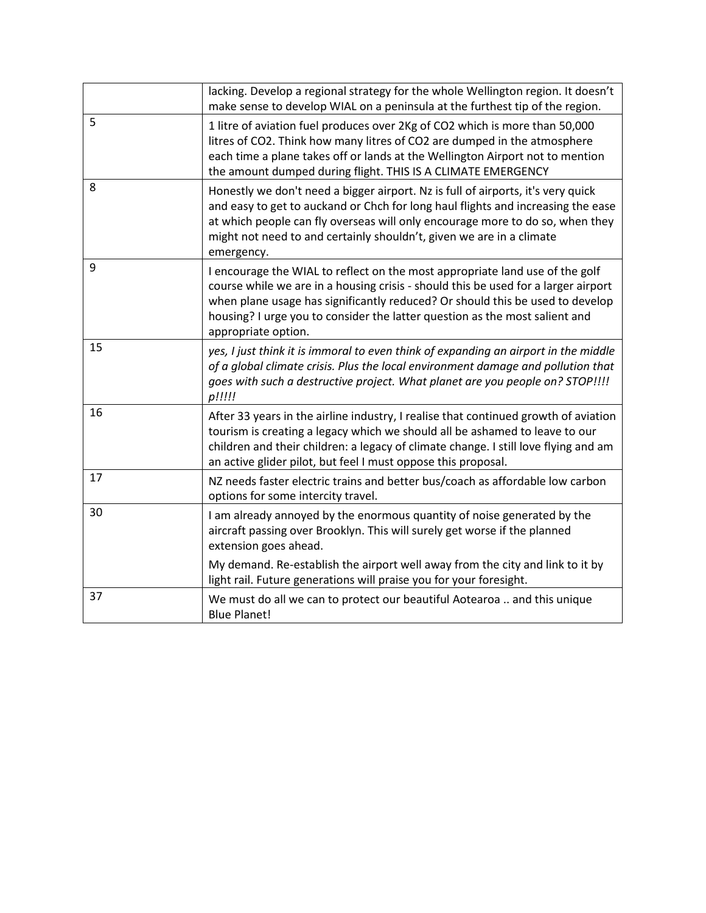| | |
|---|---|
| | lacking. Develop a regional strategy for the whole Wellington region. It doesn't make sense to develop WIAL on a peninsula at the furthest tip of the region. |
| 5 | 1 litre of aviation fuel produces over 2Kg of $CO_2$ which is more than 50,000 litres of $CO_2$. Think how many litres of $CO_2$ are dumped in the atmosphere each time a plane takes off or lands at the Wellington Airport not to mention the amount dumped during flight. THIS IS A CLIMATE EMERGENCY |
| 8 | Honestly we don't need a bigger airport. Nz is full of airports, it's very quick and easy to get to auckand or Chch for long haul flights and increasing the ease at which people can fly overseas will only encourage more to do so, when they might not need to and certainly shouldn't, given we are in a climate emergency. |
| 9 | I encourage the WIAL to reflect on the most appropriate land use of the golf course while we are in a housing crisis - should this be used for a larger airport when plane usage has significantly reduced? Or should this be used to develop housing? I urge you to consider the latter question as the most salient and appropriate option. |
| 15 | *yes, I just think it is immoral to even think of expanding an airport in the middle of a global climate crisis. Plus the local environment damage and pollution that goes with such a destructive project. What planet are you people on? STOP!!!! p!!!!!* |
| 16 | After 33 years in the airline industry, I realise that continued growth of aviation tourism is creating a legacy which we should all be ashamed to leave to our children and their children: a legacy of climate change. I still love flying and am an active glider pilot, but feel I must oppose this proposal. |
| 17 | NZ needs faster electric trains and better bus/coach as affordable low carbon options for some intercity travel. |
| 30 | I am already annoyed by the enormous quantity of noise generated by the aircraft passing over Brooklyn. This will surely get worse if the planned extension goes ahead.<br>My demand. Re-establish the airport well away from the city and link to it by light rail. Future generations will praise you for your foresight. |
| 37 | We must do all we can to protect our beautiful Aotearoa .. and this unique Blue Planet! |